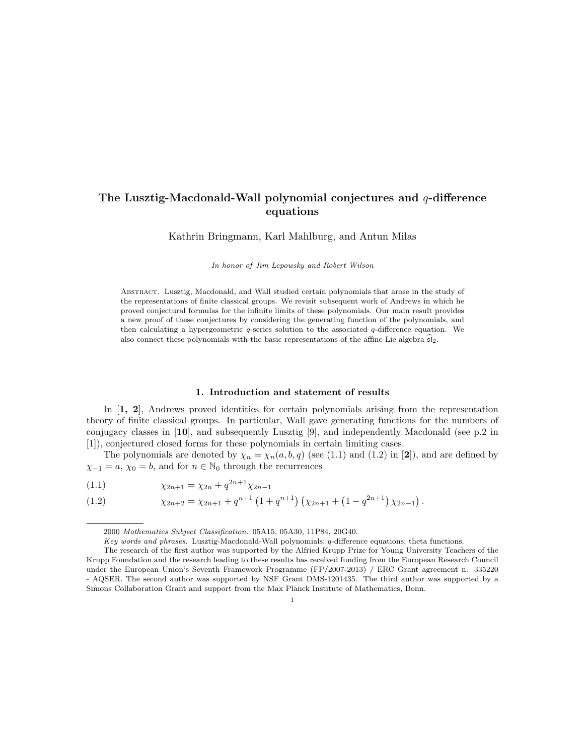# The Lusztig-Macdonald-Wall polynomial conjectures and $q$-difference equations

Kathrin Bringmann, Karl Mahlburg, and Antun Milas

*In honor of Jim Lepowsky and Robert Wilson*

Abstract. Lusztig, Macdonald, and Wall studied certain polynomials that arose in the study of the representations of finite classical groups. We revisit subsequent work of Andrews in which he proved conjectural formulas for the infinite limits of these polynomials. Our main result provides a new proof of these conjectures by considering the generating function of the polynomials, and then calculating a hypergeometric $q$-series solution to the associated $q$-difference equation. We also connect these polynomials with the basic representations of the affine Lie algebra $\widehat{\mathfrak{sl}}_2$.

## 1. Introduction and statement of results

In [**1, 2**], Andrews proved identities for certain polynomials arising from the representation theory of finite classical groups. In particular, Wall gave generating functions for the numbers of conjugacy classes in [**10**], and subsequently Lusztig [9], and independently Macdonald (see p.2 in [1]), conjectured closed forms for these polynomials in certain limiting cases.

The polynomials are denoted by $\chi_n = \chi_n(a, b, q)$ (see (1.1) and (1.2) in [**2**]), and are defined by $\chi_{-1} = a$, $\chi_0 = b$, and for $n \in \mathbb{N}_0$ through the recurrences

$$\chi_{2n+1} = \chi_{2n} + q^{2n+1}\chi_{2n-1} \tag{1.1}$$

$$\chi_{2n+2} = \chi_{2n+1} + q^{n+1}\left(1 + q^{n+1}\right)\left(\chi_{2n+1} + \left(1 - q^{2n+1}\right)\chi_{2n-1}\right). \tag{1.2}$$

---

2000 *Mathematics Subject Classification.* 05A15, 05A30, 11P84, 20G40.

*Key words and phrases.* Lusztig-Macdonald-Wall polynomials; $q$-difference equations; theta functions.

The research of the first author was supported by the Alfried Krupp Prize for Young University Teachers of the Krupp Foundation and the research leading to these results has received funding from the European Research Council under the European Union's Seventh Framework Programme (FP/2007-2013) / ERC Grant agreement n. 335220 - AQSER. The second author was supported by NSF Grant DMS-1201435. The third author was supported by a Simons Collaboration Grant and support from the Max Planck Institute of Mathematics, Bonn.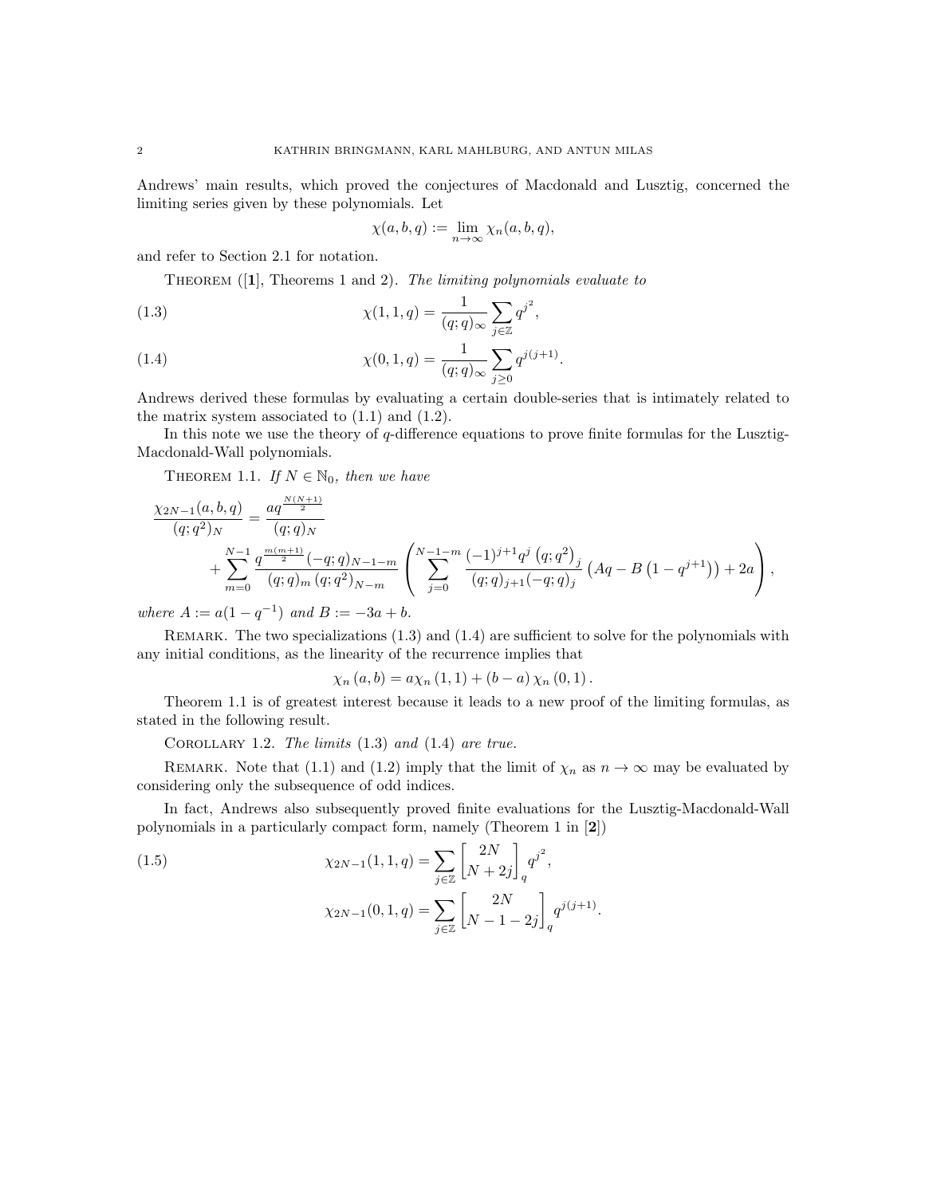Andrews' main results, which proved the conjectures of Macdonald and Lusztig, concerned the limiting series given by these polynomials. Let

$$\chi(a,b,q) := \lim_{n\to\infty} \chi_n(a,b,q),$$

and refer to Section 2.1 for notation.

Theorem ([**1**], Theorems 1 and 2). *The limiting polynomials evaluate to*

$$\chi(1,1,q) = \frac{1}{(q;q)_\infty} \sum_{j\in\mathbb{Z}} q^{j^2}, \tag{1.3}$$

$$\chi(0,1,q) = \frac{1}{(q;q)_\infty} \sum_{j\geq 0} q^{j(j+1)}. \tag{1.4}$$

Andrews derived these formulas by evaluating a certain double-series that is intimately related to the matrix system associated to (1.1) and (1.2).

In this note we use the theory of $q$-difference equations to prove finite formulas for the Lusztig-Macdonald-Wall polynomials.

Theorem 1.1. *If $N \in \mathbb{N}_0$, then we have*

$$\frac{\chi_{2N-1}(a,b,q)}{(q;q^2)_N} = \frac{aq^{\frac{N(N+1)}{2}}}{(q;q)_N} + \sum_{m=0}^{N-1} \frac{q^{\frac{m(m+1)}{2}}(-q;q)_{N-1-m}}{(q;q)_m\,(q;q^2)_{N-m}} \left( \sum_{j=0}^{N-1-m} \frac{(-1)^{j+1}q^j\left(q;q^2\right)_j}{(q;q)_{j+1}(-q;q)_j}\left(Aq - B\left(1-q^{j+1}\right)\right) + 2a \right),$$

*where $A := a(1-q^{-1})$ and $B := -3a + b$.*

Remark. The two specializations (1.3) and (1.4) are sufficient to solve for the polynomials with any initial conditions, as the linearity of the recurrence implies that

$$\chi_n\left(a,b\right) = a\chi_n\left(1,1\right) + \left(b-a\right)\chi_n\left(0,1\right).$$

Theorem 1.1 is of greatest interest because it leads to a new proof of the limiting formulas, as stated in the following result.

Corollary 1.2. *The limits* (1.3) *and* (1.4) *are true.*

Remark. Note that (1.1) and (1.2) imply that the limit of $\chi_n$ as $n\to\infty$ may be evaluated by considering only the subsequence of odd indices.

In fact, Andrews also subsequently proved finite evaluations for the Lusztig-Macdonald-Wall polynomials in a particularly compact form, namely (Theorem 1 in [**2**])

$$\chi_{2N-1}(1,1,q) = \sum_{j\in\mathbb{Z}} \begin{bmatrix} 2N \\ N+2j \end{bmatrix}_q q^{j^2}, \tag{1.5}$$

$$\chi_{2N-1}(0,1,q) = \sum_{j\in\mathbb{Z}} \begin{bmatrix} 2N \\ N-1-2j \end{bmatrix}_q q^{j(j+1)}.$$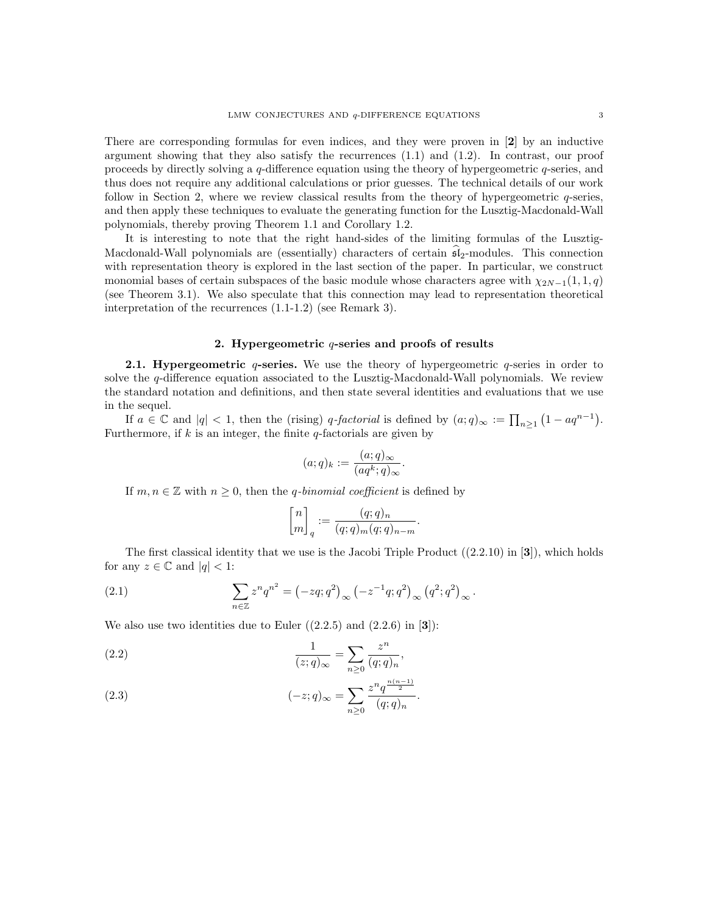There are corresponding formulas for even indices, and they were proven in [**2**] by an inductive argument showing that they also satisfy the recurrences (1.1) and (1.2). In contrast, our proof proceeds by directly solving a $q$-difference equation using the theory of hypergeometric $q$-series, and thus does not require any additional calculations or prior guesses. The technical details of our work follow in Section 2, where we review classical results from the theory of hypergeometric $q$-series, and then apply these techniques to evaluate the generating function for the Lusztig-Macdonald-Wall polynomials, thereby proving Theorem 1.1 and Corollary 1.2.

It is interesting to note that the right hand-sides of the limiting formulas of the Lusztig-Macdonald-Wall polynomials are (essentially) characters of certain $\widehat{\mathfrak{sl}}_2$-modules. This connection with representation theory is explored in the last section of the paper. In particular, we construct monomial bases of certain subspaces of the basic module whose characters agree with $\chi_{2N-1}(1,1,q)$ (see Theorem 3.1). We also speculate that this connection may lead to representation theoretical interpretation of the recurrences (1.1-1.2) (see Remark 3).

## 2. Hypergeometric $q$-series and proofs of results

**2.1. Hypergeometric $q$-series.** We use the theory of hypergeometric $q$-series in order to solve the $q$-difference equation associated to the Lusztig-Macdonald-Wall polynomials. We review the standard notation and definitions, and then state several identities and evaluations that we use in the sequel.

If $a \in \mathbb{C}$ and $|q| < 1$, then the (rising) *$q$-factorial* is defined by $(a;q)_\infty := \prod_{n\geq 1}\left(1 - aq^{n-1}\right)$. Furthermore, if $k$ is an integer, the finite $q$-factorials are given by

$$(a;q)_k := \frac{(a;q)_\infty}{(aq^k;q)_\infty}.$$

If $m, n \in \mathbb{Z}$ with $n \geq 0$, then the *$q$-binomial coefficient* is defined by

$$\begin{bmatrix} n \\ m \end{bmatrix}_q := \frac{(q;q)_n}{(q;q)_m (q;q)_{n-m}}.$$

The first classical identity that we use is the Jacobi Triple Product ((2.2.10) in [**3**]), which holds for any $z \in \mathbb{C}$ and $|q| < 1$:

$$\sum_{n\in\mathbb{Z}} z^n q^{n^2} = \left(-zq;q^2\right)_\infty \left(-z^{-1}q;q^2\right)_\infty \left(q^2;q^2\right)_\infty. \tag{2.1}$$

We also use two identities due to Euler ((2.2.5) and (2.2.6) in [**3**]):

$$\frac{1}{(z;q)_\infty} = \sum_{n\geq 0} \frac{z^n}{(q;q)_n}, \tag{2.2}$$

$$(-z;q)_\infty = \sum_{n\geq 0} \frac{z^n q^{\frac{n(n-1)}{2}}}{(q;q)_n}. \tag{2.3}$$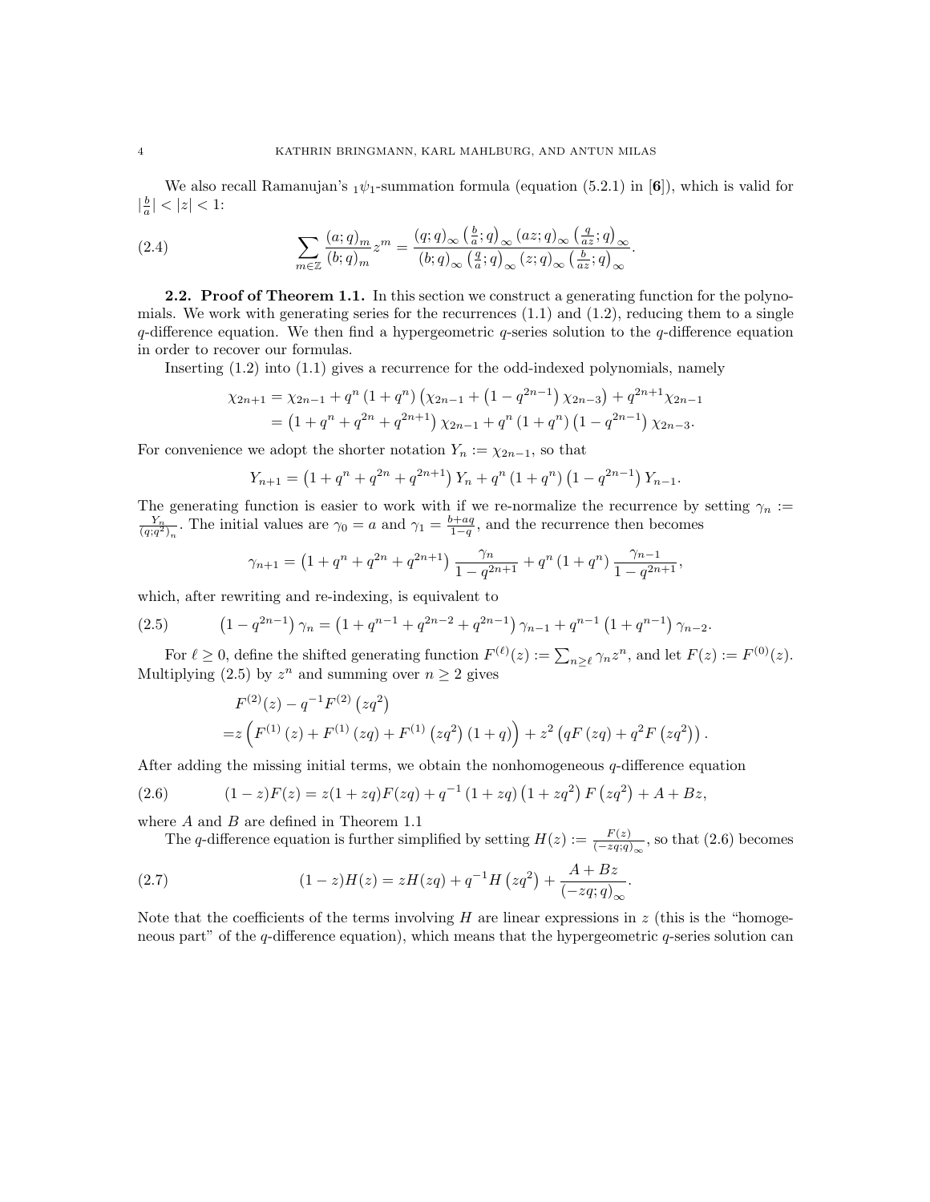We also recall Ramanujan's ${}_1\psi_1$-summation formula (equation (5.2.1) in [**6**]), which is valid for $|\frac{b}{a}| < |z| < 1$:

$$\sum_{m\in\mathbb{Z}} \frac{(a;q)_m}{(b;q)_m} z^m = \frac{(q;q)_\infty \left(\frac{b}{a};q\right)_\infty (az;q)_\infty \left(\frac{q}{az};q\right)_\infty}{(b;q)_\infty \left(\frac{q}{a};q\right)_\infty (z;q)_\infty \left(\frac{b}{az};q\right)_\infty}. \tag{2.4}$$

**2.2. Proof of Theorem 1.1.** In this section we construct a generating function for the polynomials. We work with generating series for the recurrences (1.1) and (1.2), reducing them to a single $q$-difference equation. We then find a hypergeometric $q$-series solution to the $q$-difference equation in order to recover our formulas.

Inserting (1.2) into (1.1) gives a recurrence for the odd-indexed polynomials, namely

$$\begin{aligned}
\chi_{2n+1} &= \chi_{2n-1} + q^n\left(1+q^n\right)\left(\chi_{2n-1} + \left(1-q^{2n-1}\right)\chi_{2n-3}\right) + q^{2n+1}\chi_{2n-1} \\
&= \left(1+q^n+q^{2n}+q^{2n+1}\right)\chi_{2n-1} + q^n\left(1+q^n\right)\left(1-q^{2n-1}\right)\chi_{2n-3}.
\end{aligned}$$

For convenience we adopt the shorter notation $Y_n := \chi_{2n-1}$, so that

$$Y_{n+1} = \left(1+q^n+q^{2n}+q^{2n+1}\right)Y_n + q^n\left(1+q^n\right)\left(1-q^{2n-1}\right)Y_{n-1}.$$

The generating function is easier to work with if we re-normalize the recurrence by setting $\gamma_n := \frac{Y_n}{(q;q^2)_n}$. The initial values are $\gamma_0 = a$ and $\gamma_1 = \frac{b+aq}{1-q}$, and the recurrence then becomes

$$\gamma_{n+1} = \left(1+q^n+q^{2n}+q^{2n+1}\right)\frac{\gamma_n}{1-q^{2n+1}} + q^n\left(1+q^n\right)\frac{\gamma_{n-1}}{1-q^{2n+1}},$$

which, after rewriting and re-indexing, is equivalent to

$$\left(1-q^{2n-1}\right)\gamma_n = \left(1+q^{n-1}+q^{2n-2}+q^{2n-1}\right)\gamma_{n-1} + q^{n-1}\left(1+q^{n-1}\right)\gamma_{n-2}. \tag{2.5}$$

For $\ell \geq 0$, define the shifted generating function $F^{(\ell)}(z) := \sum_{n\geq \ell}\gamma_n z^n$, and let $F(z) := F^{(0)}(z)$. Multiplying (2.5) by $z^n$ and summing over $n \geq 2$ gives

$$\begin{aligned}
&F^{(2)}(z) - q^{-1}F^{(2)}\left(zq^2\right) \\
=&z\left(F^{(1)}\left(z\right) + F^{(1)}\left(zq\right) + F^{(1)}\left(zq^2\right)\left(1+q\right)\right) + z^2\left(qF\left(zq\right) + q^2F\left(zq^2\right)\right).
\end{aligned}$$

After adding the missing initial terms, we obtain the nonhomogeneous $q$-difference equation

$$(1-z)F(z) = z(1+zq)F(zq) + q^{-1}\left(1+zq\right)\left(1+zq^2\right)F\left(zq^2\right) + A + Bz, \tag{2.6}$$

where $A$ and $B$ are defined in Theorem 1.1

The $q$-difference equation is further simplified by setting $H(z) := \frac{F(z)}{(-zq;q)_\infty}$, so that (2.6) becomes

$$(1-z)H(z) = zH(zq) + q^{-1}H\left(zq^2\right) + \frac{A+Bz}{(-zq;q)_\infty}. \tag{2.7}$$

Note that the coefficients of the terms involving $H$ are linear expressions in $z$ (this is the "homogeneous part" of the $q$-difference equation), which means that the hypergeometric $q$-series solution can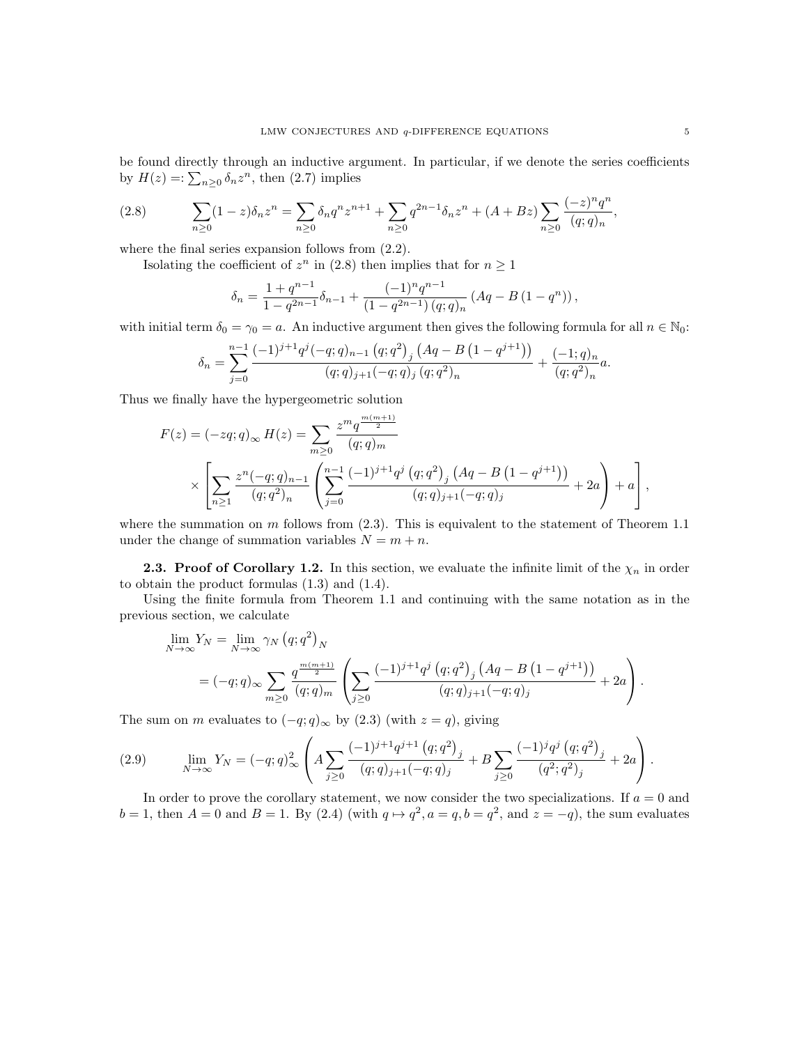be found directly through an inductive argument. In particular, if we denote the series coefficients by $H(z) =: \sum_{n\geq 0} \delta_n z^n$, then (2.7) implies

$$\sum_{n\geq 0}(1-z)\delta_n z^n = \sum_{n\geq 0} \delta_n q^n z^{n+1} + \sum_{n\geq 0} q^{2n-1}\delta_n z^n + (A+Bz)\sum_{n\geq 0}\frac{(-z)^n q^n}{(q;q)_n}, \tag{2.8}$$

where the final series expansion follows from (2.2).

Isolating the coefficient of $z^n$ in (2.8) then implies that for $n \geq 1$

$$\delta_n = \frac{1+q^{n-1}}{1-q^{2n-1}}\delta_{n-1} + \frac{(-1)^n q^{n-1}}{\left(1-q^{2n-1}\right)(q;q)_n}\left(Aq - B\left(1-q^n\right)\right),$$

with initial term $\delta_0 = \gamma_0 = a$. An inductive argument then gives the following formula for all $n \in \mathbb{N}_0$:

$$\delta_n = \sum_{j=0}^{n-1} \frac{(-1)^{j+1}q^j(-q;q)_{n-1}\left(q;q^2\right)_j\left(Aq - B\left(1-q^{j+1}\right)\right)}{(q;q)_{j+1}(-q;q)_j\left(q;q^2\right)_n} + \frac{(-1;q)_n}{\left(q;q^2\right)_n}a.$$

Thus we finally have the hypergeometric solution

$$\begin{aligned}
F(z) = (-zq;q)_\infty\, H(z) &= \sum_{m\geq 0}\frac{z^m q^{\frac{m(m+1)}{2}}}{(q;q)_m} \\
&\times \left[\sum_{n\geq 1}\frac{z^n(-q;q)_{n-1}}{\left(q;q^2\right)_n}\left(\sum_{j=0}^{n-1}\frac{(-1)^{j+1}q^j\left(q;q^2\right)_j\left(Aq - B\left(1-q^{j+1}\right)\right)}{(q;q)_{j+1}(-q;q)_j} + 2a\right) + a\right],
\end{aligned}$$

where the summation on $m$ follows from (2.3). This is equivalent to the statement of Theorem 1.1 under the change of summation variables $N = m+n$.

**2.3. Proof of Corollary 1.2.** In this section, we evaluate the infinite limit of the $\chi_n$ in order to obtain the product formulas (1.3) and (1.4).

Using the finite formula from Theorem 1.1 and continuing with the same notation as in the previous section, we calculate

$$\begin{aligned}
\lim_{N\to\infty} Y_N &= \lim_{N\to\infty}\gamma_N\left(q;q^2\right)_N \\
&= (-q;q)_\infty \sum_{m\geq 0}\frac{q^{\frac{m(m+1)}{2}}}{(q;q)_m}\left(\sum_{j\geq 0}\frac{(-1)^{j+1}q^j\left(q;q^2\right)_j\left(Aq - B\left(1-q^{j+1}\right)\right)}{(q;q)_{j+1}(-q;q)_j} + 2a\right).
\end{aligned}$$

The sum on $m$ evaluates to $(-q;q)_\infty$ by (2.3) (with $z=q$), giving

$$\lim_{N\to\infty} Y_N = (-q;q)_\infty^2\left(A\sum_{j\geq 0}\frac{(-1)^{j+1}q^{j+1}\left(q;q^2\right)_j}{(q;q)_{j+1}(-q;q)_j} + B\sum_{j\geq 0}\frac{(-1)^j q^j\left(q;q^2\right)_j}{\left(q^2;q^2\right)_j} + 2a\right). \tag{2.9}$$

In order to prove the corollary statement, we now consider the two specializations. If $a=0$ and $b=1$, then $A=0$ and $B=1$. By (2.4) (with $q \mapsto q^2, a = q, b = q^2$, and $z = -q$), the sum evaluates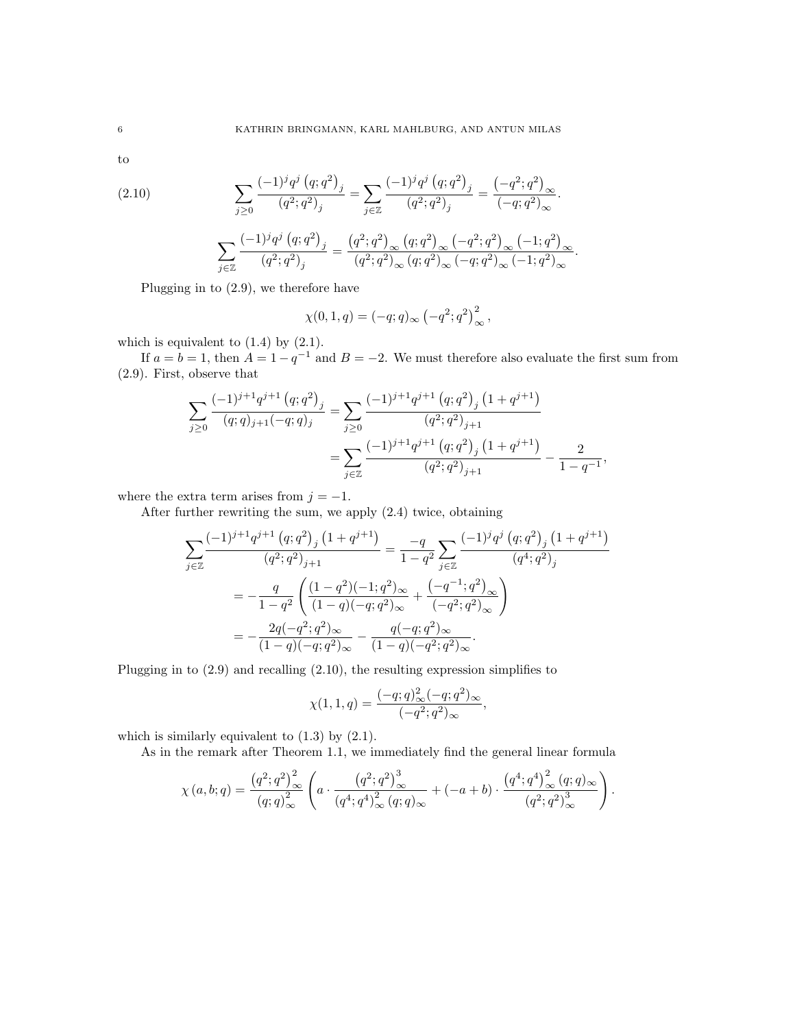to

$$\sum_{j\geq 0} \frac{(-1)^j q^j \left(q;q^2\right)_j}{\left(q^2;q^2\right)_j} = \sum_{j\in\mathbb{Z}} \frac{(-1)^j q^j \left(q;q^2\right)_j}{\left(q^2;q^2\right)_j} = \frac{\left(-q^2;q^2\right)_\infty}{\left(-q;q^2\right)_\infty}. \tag{2.10}$$

$$\sum_{j\in\mathbb{Z}} \frac{(-1)^j q^j \left(q;q^2\right)_j}{\left(q^2;q^2\right)_j} = \frac{\left(q^2;q^2\right)_\infty \left(q;q^2\right)_\infty \left(-q^2;q^2\right)_\infty \left(-1;q^2\right)_\infty}{\left(q^2;q^2\right)_\infty \left(q;q^2\right)_\infty \left(-q;q^2\right)_\infty \left(-1;q^2\right)_\infty}.$$

Plugging in to (2.9), we therefore have

$$\chi(0,1,q) = (-q;q)_\infty \left(-q^2;q^2\right)_\infty^2,$$

which is equivalent to (1.4) by (2.1).

If $a=b=1$, then $A = 1-q^{-1}$ and $B=-2$. We must therefore also evaluate the first sum from (2.9). First, observe that

$$\begin{aligned}
\sum_{j\geq 0} \frac{(-1)^{j+1} q^{j+1} \left(q;q^2\right)_j}{(q;q)_{j+1}(-q;q)_j} &= \sum_{j\geq 0} \frac{(-1)^{j+1} q^{j+1} \left(q;q^2\right)_j \left(1+q^{j+1}\right)}{\left(q^2;q^2\right)_{j+1}} \\
&= \sum_{j\in\mathbb{Z}} \frac{(-1)^{j+1} q^{j+1} \left(q;q^2\right)_j \left(1+q^{j+1}\right)}{\left(q^2;q^2\right)_{j+1}} - \frac{2}{1-q^{-1}},
\end{aligned}$$

where the extra term arises from $j=-1$.

After further rewriting the sum, we apply (2.4) twice, obtaining

$$\begin{aligned}
\sum_{j\in\mathbb{Z}} \frac{(-1)^{j+1} q^{j+1} \left(q;q^2\right)_j \left(1+q^{j+1}\right)}{\left(q^2;q^2\right)_{j+1}} &= \frac{-q}{1-q^2} \sum_{j\in\mathbb{Z}} \frac{(-1)^j q^j \left(q;q^2\right)_j \left(1+q^{j+1}\right)}{\left(q^4;q^2\right)_j} \\
&= -\frac{q}{1-q^2} \left( \frac{(1-q^2)(-1;q^2)_\infty}{(1-q)(-q;q^2)_\infty} + \frac{\left(-q^{-1};q^2\right)_\infty}{\left(-q^2;q^2\right)_\infty} \right) \\
&= -\frac{2q(-q^2;q^2)_\infty}{(1-q)(-q;q^2)_\infty} - \frac{q(-q;q^2)_\infty}{(1-q)(-q^2;q^2)_\infty}.
\end{aligned}$$

Plugging in to (2.9) and recalling (2.10), the resulting expression simplifies to

$$\chi(1,1,q) = \frac{(-q;q)_\infty^2 (-q;q^2)_\infty}{(-q^2;q^2)_\infty},$$

which is similarly equivalent to (1.3) by (2.1).

As in the remark after Theorem 1.1, we immediately find the general linear formula

$$\chi(a,b;q) = \frac{\left(q^2;q^2\right)_\infty^2}{(q;q)_\infty^2} \left( a \cdot \frac{\left(q^2;q^2\right)_\infty^3}{\left(q^4;q^4\right)_\infty^2 (q;q)_\infty} + (-a+b) \cdot \frac{\left(q^4;q^4\right)_\infty^2 (q;q)_\infty}{\left(q^2;q^2\right)_\infty^3} \right).$$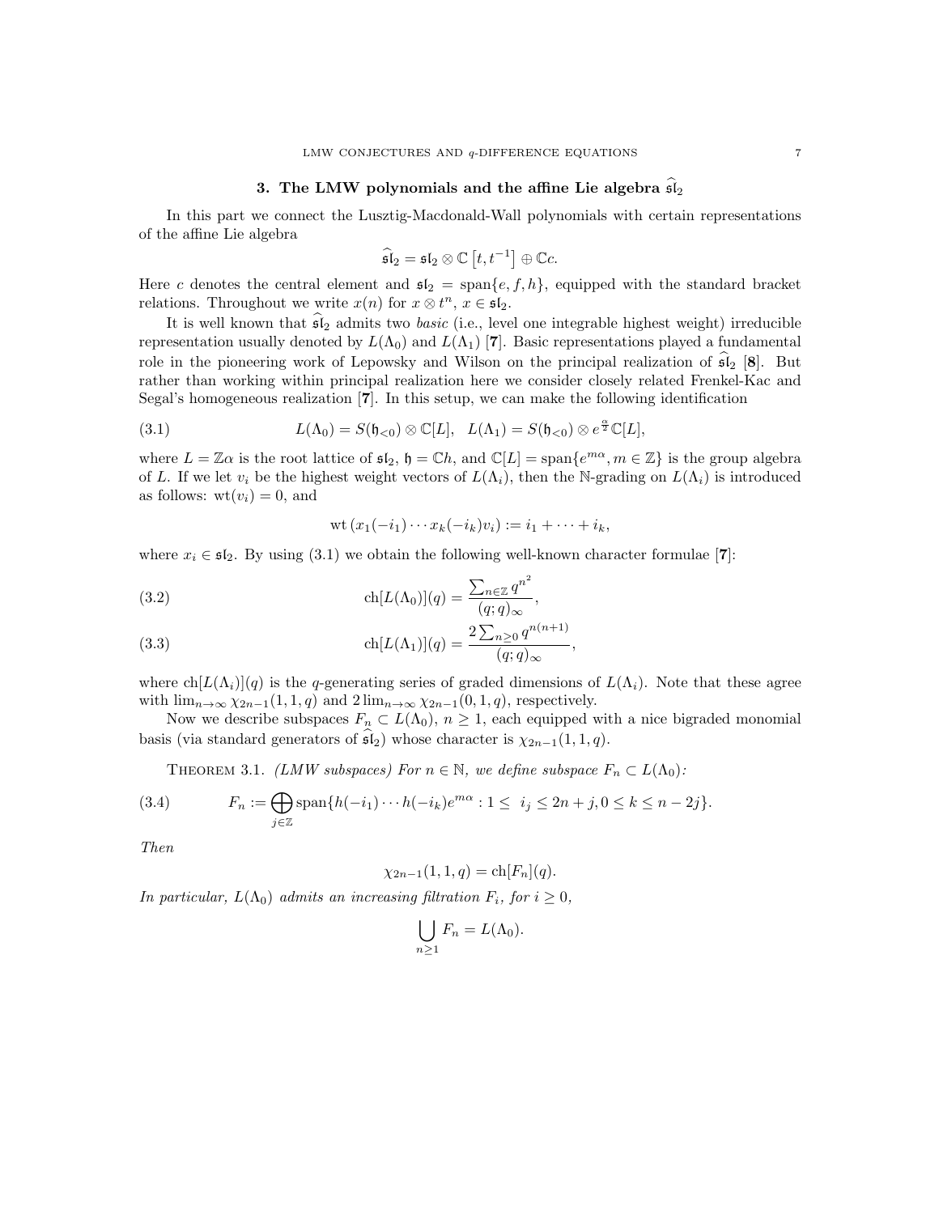## 3. The LMW polynomials and the affine Lie algebra $\widehat{\mathfrak{sl}}_2$

In this part we connect the Lusztig-Macdonald-Wall polynomials with certain representations of the affine Lie algebra

$$\widehat{\mathfrak{sl}}_2 = \mathfrak{sl}_2 \otimes \mathbb{C}\left[t, t^{-1}\right] \oplus \mathbb{C}c.$$

Here $c$ denotes the central element and $\mathfrak{sl}_2 = \operatorname{span}\{e, f, h\}$, equipped with the standard bracket relations. Throughout we write $x(n)$ for $x \otimes t^n$, $x \in \mathfrak{sl}_2$.

It is well known that $\widehat{\mathfrak{sl}}_2$ admits two *basic* (i.e., level one integrable highest weight) irreducible representation usually denoted by $L(\Lambda_0)$ and $L(\Lambda_1)$ [**7**]. Basic representations played a fundamental role in the pioneering work of Lepowsky and Wilson on the principal realization of $\widehat{\mathfrak{sl}}_2$ [**8**]. But rather than working within principal realization here we consider closely related Frenkel-Kac and Segal's homogeneous realization [**7**]. In this setup, we can make the following identification

$$L(\Lambda_0) = S(\mathfrak{h}_{<0}) \otimes \mathbb{C}[L], \quad L(\Lambda_1) = S(\mathfrak{h}_{<0}) \otimes e^{\frac{\alpha}{2}}\mathbb{C}[L], \tag{3.1}$$

where $L = \mathbb{Z}\alpha$ is the root lattice of $\mathfrak{sl}_2$, $\mathfrak{h} = \mathbb{C}h$, and $\mathbb{C}[L] = \operatorname{span}\{e^{m\alpha}, m \in \mathbb{Z}\}$ is the group algebra of $L$. If we let $v_i$ be the highest weight vectors of $L(\Lambda_i)$, then the $\mathbb{N}$-grading on $L(\Lambda_i)$ is introduced as follows: $\operatorname{wt}(v_i) = 0$, and

$$\operatorname{wt}\left(x_1(-i_1) \cdots x_k(-i_k) v_i\right) := i_1 + \cdots + i_k,$$

where $x_i \in \mathfrak{sl}_2$. By using (3.1) we obtain the following well-known character formulae [**7**]:

$$\operatorname{ch}[L(\Lambda_0)](q) = \frac{\sum_{n \in \mathbb{Z}} q^{n^2}}{(q;q)_\infty}, \tag{3.2}$$

$$\operatorname{ch}[L(\Lambda_1)](q) = \frac{2\sum_{n \geq 0} q^{n(n+1)}}{(q;q)_\infty}, \tag{3.3}$$

where $\operatorname{ch}[L(\Lambda_i)](q)$ is the $q$-generating series of graded dimensions of $L(\Lambda_i)$. Note that these agree with $\lim_{n\to\infty} \chi_{2n-1}(1,1,q)$ and $2\lim_{n\to\infty} \chi_{2n-1}(0,1,q)$, respectively.

Now we describe subspaces $F_n \subset L(\Lambda_0)$, $n \geq 1$, each equipped with a nice bigraded monomial basis (via standard generators of $\widehat{\mathfrak{sl}}_2$) whose character is $\chi_{2n-1}(1,1,q)$.

Theorem 3.1. *(LMW subspaces) For $n \in \mathbb{N}$, we define subspace $F_n \subset L(\Lambda_0)$:*

$$F_n := \bigoplus_{j \in \mathbb{Z}} \operatorname{span}\{h(-i_1) \cdots h(-i_k) e^{m\alpha} : 1 \leq \ i_j \leq 2n + j, 0 \leq k \leq n - 2j\}. \tag{3.4}$$

*Then*

$$\chi_{2n-1}(1,1,q) = \operatorname{ch}[F_n](q).$$

*In particular, $L(\Lambda_0)$ admits an increasing filtration $F_i$, for $i \geq 0$,*

$$\bigcup_{n \geq 1} F_n = L(\Lambda_0).$$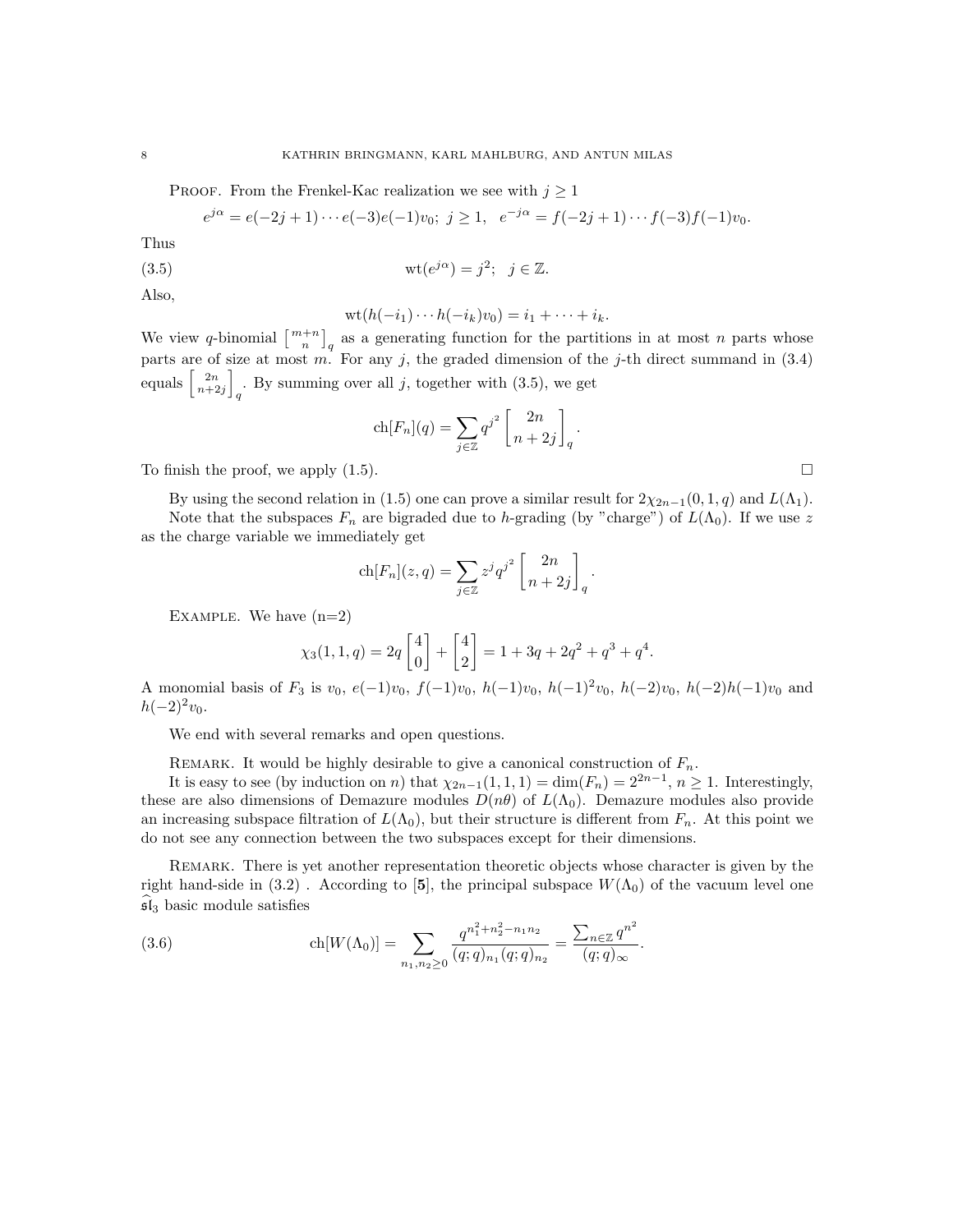PROOF. From the Frenkel-Kac realization we see with $j \geq 1$

$$e^{j\alpha} = e(-2j+1)\cdots e(-3)e(-1)v_0;\ j \geq 1, \quad e^{-j\alpha} = f(-2j+1)\cdots f(-3)f(-1)v_0.$$

Thus

$$\mathrm{wt}(e^{j\alpha}) = j^2; \quad j \in \mathbb{Z}. \tag{3.5}$$

Also,

$$\mathrm{wt}(h(-i_1)\cdots h(-i_k)v_0) = i_1 + \cdots + i_k.$$

We view $q$-binomial $\left[ {m+n \atop n} \right]_q$ as a generating function for the partitions in at most $n$ parts whose parts are of size at most $m$. For any $j$, the graded dimension of the $j$-th direct summand in (3.4) equals $\left[ {2n \atop n+2j} \right]_q$. By summing over all $j$, together with (3.5), we get

$$\mathrm{ch}[F_n](q) = \sum_{j \in \mathbb{Z}} q^{j^2} \left[ {2n \atop n+2j} \right]_q.$$

To finish the proof, we apply (1.5). $\square$

By using the second relation in (1.5) one can prove a similar result for $2\chi_{2n-1}(0,1,q)$ and $L(\Lambda_1)$.

Note that the subspaces $F_n$ are bigraded due to $h$-grading (by "charge") of $L(\Lambda_0)$. If we use $z$ as the charge variable we immediately get

$$\mathrm{ch}[F_n](z,q) = \sum_{j \in \mathbb{Z}} z^j q^{j^2} \left[ {2n \atop n+2j} \right]_q.$$

EXAMPLE. We have (n=2)

$$\chi_3(1,1,q) = 2q \begin{bmatrix} 4 \\ 0 \end{bmatrix} + \begin{bmatrix} 4 \\ 2 \end{bmatrix} = 1 + 3q + 2q^2 + q^3 + q^4.$$

A monomial basis of $F_3$ is $v_0$, $e(-1)v_0$, $f(-1)v_0$, $h(-1)v_0$, $h(-1)^2v_0$, $h(-2)v_0$, $h(-2)h(-1)v_0$ and $h(-2)^2v_0$.

We end with several remarks and open questions.

REMARK. It would be highly desirable to give a canonical construction of $F_n$.

It is easy to see (by induction on $n$) that $\chi_{2n-1}(1,1,1) = \dim(F_n) = 2^{2n-1}$, $n \geq 1$. Interestingly, these are also dimensions of Demazure modules $D(n\theta)$ of $L(\Lambda_0)$. Demazure modules also provide an increasing subspace filtration of $L(\Lambda_0)$, but their structure is different from $F_n$. At this point we do not see any connection between the two subspaces except for their dimensions.

REMARK. There is yet another representation theoretic objects whose character is given by the right hand-side in (3.2) . According to [**5**], the principal subspace $W(\Lambda_0)$ of the vacuum level one $\widehat{\mathfrak{sl}}_3$ basic module satisfies

$$\mathrm{ch}[W(\Lambda_0)] = \sum_{n_1,n_2 \geq 0} \frac{q^{n_1^2+n_2^2-n_1n_2}}{(q;q)_{n_1}(q;q)_{n_2}} = \frac{\sum_{n \in \mathbb{Z}} q^{n^2}}{(q;q)_\infty}. \tag{3.6}$$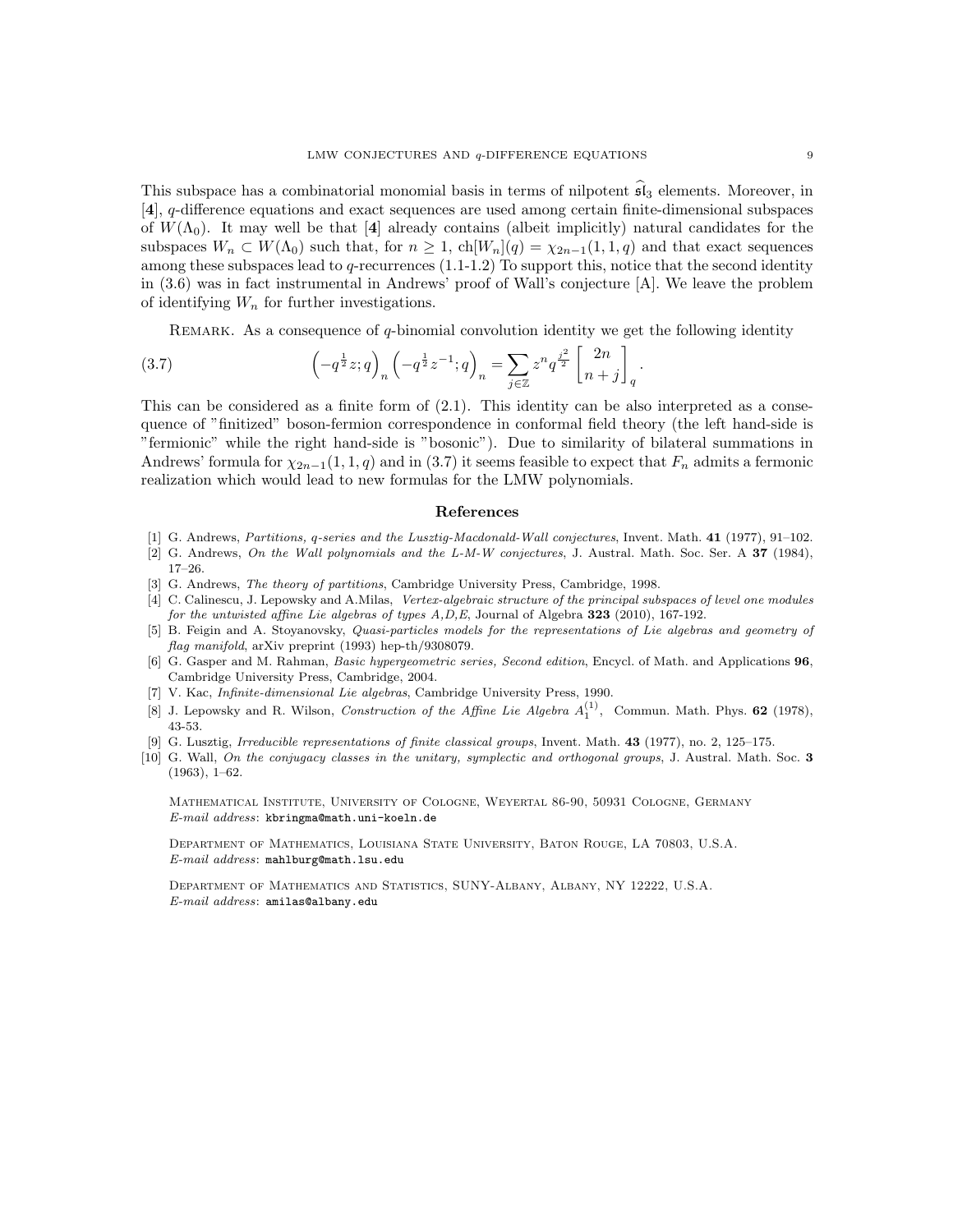This subspace has a combinatorial monomial basis in terms of nilpotent $\widehat{\mathfrak{sl}}_3$ elements. Moreover, in [**4**], $q$-difference equations and exact sequences are used among certain finite-dimensional subspaces of $W(\Lambda_0)$. It may well be that [**4**] already contains (albeit implicitly) natural candidates for the subspaces $W_n \subset W(\Lambda_0)$ such that, for $n \geq 1$, $\mathrm{ch}[W_n](q) = \chi_{2n-1}(1,1,q)$ and that exact sequences among these subspaces lead to $q$-recurrences (1.1-1.2) To support this, notice that the second identity in (3.6) was in fact instrumental in Andrews' proof of Wall's conjecture [A]. We leave the problem of identifying $W_n$ for further investigations.

Remark. As a consequence of $q$-binomial convolution identity we get the following identity

$$\left(-q^{\frac{1}{2}}z;q\right)_n \left(-q^{\frac{1}{2}}z^{-1};q\right)_n = \sum_{j\in\mathbb{Z}} z^n q^{\frac{j^2}{2}} \begin{bmatrix} 2n \\ n+j \end{bmatrix}_q . \tag{3.7}$$

This can be considered as a finite form of (2.1). This identity can be also interpreted as a consequence of "finitized" boson-fermion correspondence in conformal field theory (the left hand-side is "fermionic" while the right hand-side is "bosonic"). Due to similarity of bilateral summations in Andrews' formula for $\chi_{2n-1}(1,1,q)$ and in (3.7) it seems feasible to expect that $F_n$ admits a fermonic realization which would lead to new formulas for the LMW polynomials.

## References

[1] G. Andrews, *Partitions, q-series and the Lusztig-Macdonald-Wall conjectures*, Invent. Math. **41** (1977), 91–102.

[2] G. Andrews, *On the Wall polynomials and the L-M-W conjectures*, J. Austral. Math. Soc. Ser. A **37** (1984), 17–26.

[3] G. Andrews, *The theory of partitions*, Cambridge University Press, Cambridge, 1998.

[4] C. Calinescu, J. Lepowsky and A.Milas, *Vertex-algebraic structure of the principal subspaces of level one modules for the untwisted affine Lie algebras of types A,D,E*, Journal of Algebra **323** (2010), 167-192.

[5] B. Feigin and A. Stoyanovsky, *Quasi-particles models for the representations of Lie algebras and geometry of flag manifold*, arXiv preprint (1993) hep-th/9308079.

[6] G. Gasper and M. Rahman, *Basic hypergeometric series, Second edition*, Encycl. of Math. and Applications **96**, Cambridge University Press, Cambridge, 2004.

[7] V. Kac, *Infinite-dimensional Lie algebras*, Cambridge University Press, 1990.

[8] J. Lepowsky and R. Wilson, *Construction of the Affine Lie Algebra $A_1^{(1)}$*, Commun. Math. Phys. **62** (1978), 43-53.

[9] G. Lusztig, *Irreducible representations of finite classical groups*, Invent. Math. **43** (1977), no. 2, 125–175.

[10] G. Wall, *On the conjugacy classes in the unitary, symplectic and orthogonal groups*, J. Austral. Math. Soc. **3** (1963), 1–62.

Mathematical Institute, University of Cologne, Weyertal 86-90, 50931 Cologne, Germany
*E-mail address*: kbringma@math.uni-koeln.de

Department of Mathematics, Louisiana State University, Baton Rouge, LA 70803, U.S.A.
*E-mail address*: mahlburg@math.lsu.edu

Department of Mathematics and Statistics, SUNY-Albany, Albany, NY 12222, U.S.A.
*E-mail address*: amilas@albany.edu